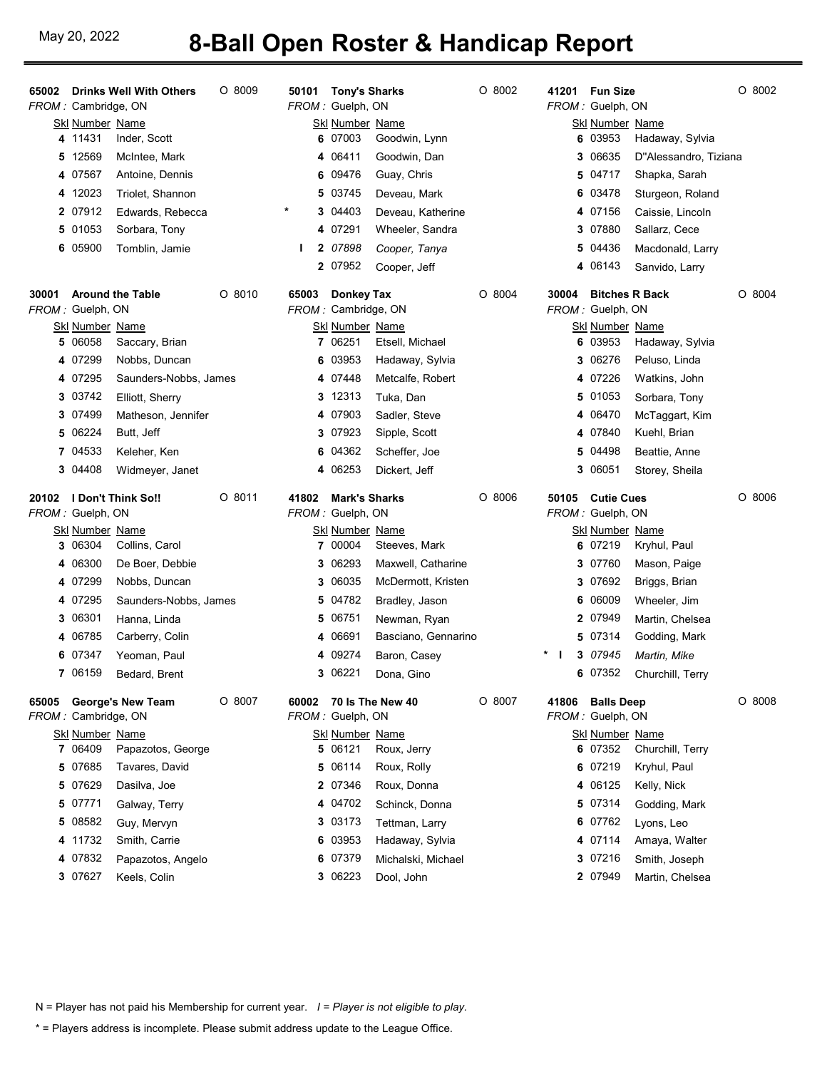May 20, 2022

# 8-Ball Open Roster & Handicap Report

### 65002 Drinks Well With Others — O 8009
*FROM :* Cambridge, ON

| | Skl | Number | Name |
|---|---|---|---|
| | 4 | 11431 | Inder, Scott |
| | 5 | 12569 | McIntee, Mark |
| | 4 | 07567 | Antoine, Dennis |
| | 4 | 12023 | Triolet, Shannon |
| | 2 | 07912 | Edwards, Rebecca |
| | 5 | 01053 | Sorbara, Tony |
| | 6 | 05900 | Tomblin, Jamie |

### 50101 Tony's Sharks — O 8002
*FROM :* Guelph, ON

| | Skl | Number | Name |
|---|---|---|---|
| | 6 | 07003 | Goodwin, Lynn |
| | 4 | 06411 | Goodwin, Dan |
| | 6 | 09476 | Guay, Chris |
| | 5 | 03745 | Deveau, Mark |
| * | 3 | 04403 | Deveau, Katherine |
| | 4 | 07291 | Wheeler, Sandra |
| I | 2 | *07898* | *Cooper, Tanya* |
| | 2 | 07952 | Cooper, Jeff |

### 41201 Fun Size — O 8002
*FROM :* Guelph, ON

| | Skl | Number | Name |
|---|---|---|---|
| | 6 | 03953 | Hadaway, Sylvia |
| | 3 | 06635 | D''Alessandro, Tiziana |
| | 5 | 04717 | Shapka, Sarah |
| | 6 | 03478 | Sturgeon, Roland |
| | 4 | 07156 | Caissie, Lincoln |
| | 3 | 07880 | Sallarz, Cece |
| | 5 | 04436 | Macdonald, Larry |
| | 4 | 06143 | Sanvido, Larry |

### 30001 Around the Table — O 8010
*FROM :* Guelph, ON

| | Skl | Number | Name |
|---|---|---|---|
| | 5 | 06058 | Saccary, Brian |
| | 4 | 07299 | Nobbs, Duncan |
| | 4 | 07295 | Saunders-Nobbs, James |
| | 3 | 03742 | Elliott, Sherry |
| | 3 | 07499 | Matheson, Jennifer |
| | 5 | 06224 | Butt, Jeff |
| | 7 | 04533 | Keleher, Ken |
| | 3 | 04408 | Widmeyer, Janet |

### 65003 Donkey Tax — O 8004
*FROM :* Cambridge, ON

| | Skl | Number | Name |
|---|---|---|---|
| | 7 | 06251 | Etsell, Michael |
| | 6 | 03953 | Hadaway, Sylvia |
| | 4 | 07448 | Metcalfe, Robert |
| | 3 | 12313 | Tuka, Dan |
| | 4 | 07903 | Sadler, Steve |
| | 3 | 07923 | Sipple, Scott |
| | 6 | 04362 | Scheffer, Joe |
| | 4 | 06253 | Dickert, Jeff |

### 30004 Bitches R Back — O 8004
*FROM :* Guelph, ON

| | Skl | Number | Name |
|---|---|---|---|
| | 6 | 03953 | Hadaway, Sylvia |
| | 3 | 06276 | Peluso, Linda |
| | 4 | 07226 | Watkins, John |
| | 5 | 01053 | Sorbara, Tony |
| | 4 | 06470 | McTaggart, Kim |
| | 4 | 07840 | Kuehl, Brian |
| | 5 | 04498 | Beattie, Anne |
| | 3 | 06051 | Storey, Sheila |

### 20102 I Don't Think So!! — O 8011
*FROM :* Guelph, ON

| | Skl | Number | Name |
|---|---|---|---|
| | 3 | 06304 | Collins, Carol |
| | 4 | 06300 | De Boer, Debbie |
| | 4 | 07299 | Nobbs, Duncan |
| | 4 | 07295 | Saunders-Nobbs, James |
| | 3 | 06301 | Hanna, Linda |
| | 4 | 06785 | Carberry, Colin |
| | 6 | 07347 | Yeoman, Paul |
| | 7 | 06159 | Bedard, Brent |

### 41802 Mark's Sharks — O 8006
*FROM :* Guelph, ON

| | Skl | Number | Name |
|---|---|---|---|
| | 7 | 00004 | Steeves, Mark |
| | 3 | 06293 | Maxwell, Catharine |
| | 3 | 06035 | McDermott, Kristen |
| | 5 | 04782 | Bradley, Jason |
| | 5 | 06751 | Newman, Ryan |
| | 4 | 06691 | Basciano, Gennarino |
| | 4 | 09274 | Baron, Casey |
| | 3 | 06221 | Dona, Gino |

### 50105 Cutie Cues — O 8006
*FROM :* Guelph, ON

| | Skl | Number | Name |
|---|---|---|---|
| | 6 | 07219 | Kryhul, Paul |
| | 3 | 07760 | Mason, Paige |
| | 3 | 07692 | Briggs, Brian |
| | 6 | 06009 | Wheeler, Jim |
| | 2 | 07949 | Martin, Chelsea |
| | 5 | 07314 | Godding, Mark |
| * I | 3 | *07945* | *Martin, Mike* |
| | 6 | 07352 | Churchill, Terry |

### 65005 George's New Team — O 8007
*FROM :* Cambridge, ON

| | Skl | Number | Name |
|---|---|---|---|
| | 7 | 06409 | Papazotos, George |
| | 5 | 07685 | Tavares, David |
| | 5 | 07629 | Dasilva, Joe |
| | 5 | 07771 | Galway, Terry |
| | 5 | 08582 | Guy, Mervyn |
| | 4 | 11732 | Smith, Carrie |
| | 4 | 07832 | Papazotos, Angelo |
| | 3 | 07627 | Keels, Colin |

### 60002 70 Is The New 40 — O 8007
*FROM :* Guelph, ON

| | Skl | Number | Name |
|---|---|---|---|
| | 5 | 06121 | Roux, Jerry |
| | 5 | 06114 | Roux, Rolly |
| | 2 | 07346 | Roux, Donna |
| | 4 | 04702 | Schinck, Donna |
| | 3 | 03173 | Tettman, Larry |
| | 6 | 03953 | Hadaway, Sylvia |
| | 6 | 07379 | Michalski, Michael |
| | 3 | 06223 | Dool, John |

### 41806 Balls Deep — O 8008
*FROM :* Guelph, ON

| | Skl | Number | Name |
|---|---|---|---|
| | 6 | 07352 | Churchill, Terry |
| | 6 | 07219 | Kryhul, Paul |
| | 4 | 06125 | Kelly, Nick |
| | 5 | 07314 | Godding, Mark |
| | 6 | 07762 | Lyons, Leo |
| | 4 | 07114 | Amaya, Walter |
| | 3 | 07216 | Smith, Joseph |
| | 2 | 07949 | Martin, Chelsea |

N = Player has not paid his Membership for current year. *I = Player is not eligible to play.*

* = Players address is incomplete. Please submit address update to the League Office.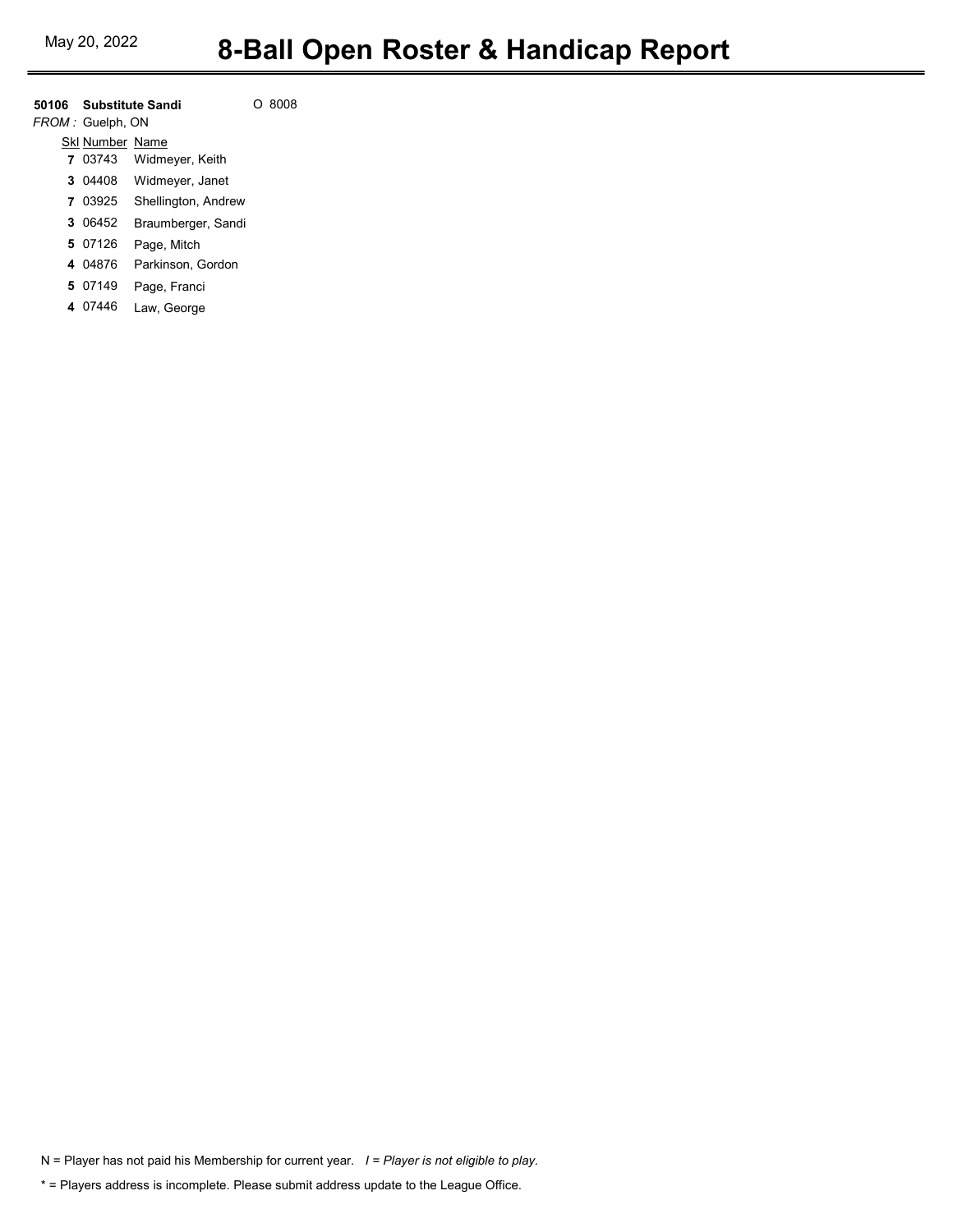# 8-Ball Open Roster & Handicap Report

May 20, 2022

**50106 Substitute Sandi** O 8008

*FROM :* Guelph, ON

| Skl | Number | Name |
|---|---|---|
| **7** | 03743 | Widmeyer, Keith |
| **3** | 04408 | Widmeyer, Janet |
| **7** | 03925 | Shellington, Andrew |
| **3** | 06452 | Braumberger, Sandi |
| **5** | 07126 | Page, Mitch |
| **4** | 04876 | Parkinson, Gordon |
| **5** | 07149 | Page, Franci |
| **4** | 07446 | Law, George |

N = Player has not paid his Membership for current year. *I = Player is not eligible to play.*

* = Players address is incomplete. Please submit address update to the League Office.